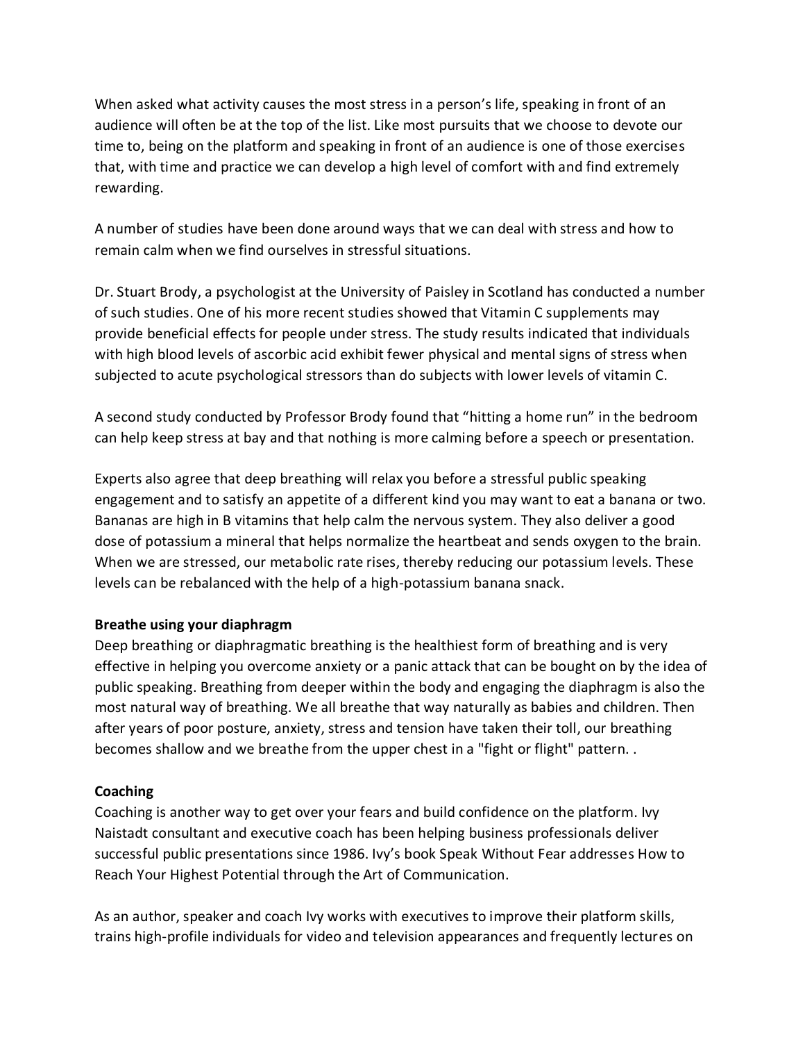When asked what activity causes the most stress in a person's life, speaking in front of an audience will often be at the top of the list. Like most pursuits that we choose to devote our time to, being on the platform and speaking in front of an audience is one of those exercises that, with time and practice we can develop a high level of comfort with and find extremely rewarding.

A number of studies have been done around ways that we can deal with stress and how to remain calm when we find ourselves in stressful situations.

Dr. Stuart Brody, a psychologist at the University of Paisley in Scotland has conducted a number of such studies. One of his more recent studies showed that Vitamin C supplements may provide beneficial effects for people under stress. The study results indicated that individuals with high blood levels of ascorbic acid exhibit fewer physical and mental signs of stress when subjected to acute psychological stressors than do subjects with lower levels of vitamin C.

A second study conducted by Professor Brody found that "hitting a home run" in the bedroom can help keep stress at bay and that nothing is more calming before a speech or presentation.

Experts also agree that deep breathing will relax you before a stressful public speaking engagement and to satisfy an appetite of a different kind you may want to eat a banana or two. Bananas are high in B vitamins that help calm the nervous system. They also deliver a good dose of potassium a mineral that helps normalize the heartbeat and sends oxygen to the brain. When we are stressed, our metabolic rate rises, thereby reducing our potassium levels. These levels can be rebalanced with the help of a high-potassium banana snack.

**Breathe using your diaphragm**

Deep breathing or diaphragmatic breathing is the healthiest form of breathing and is very effective in helping you overcome anxiety or a panic attack that can be bought on by the idea of public speaking. Breathing from deeper within the body and engaging the diaphragm is also the most natural way of breathing. We all breathe that way naturally as babies and children. Then after years of poor posture, anxiety, stress and tension have taken their toll, our breathing becomes shallow and we breathe from the upper chest in a "fight or flight" pattern. .

**Coaching**

Coaching is another way to get over your fears and build confidence on the platform. Ivy Naistadt consultant and executive coach has been helping business professionals deliver successful public presentations since 1986. Ivy's book Speak Without Fear addresses How to Reach Your Highest Potential through the Art of Communication.

As an author, speaker and coach Ivy works with executives to improve their platform skills, trains high-profile individuals for video and television appearances and frequently lectures on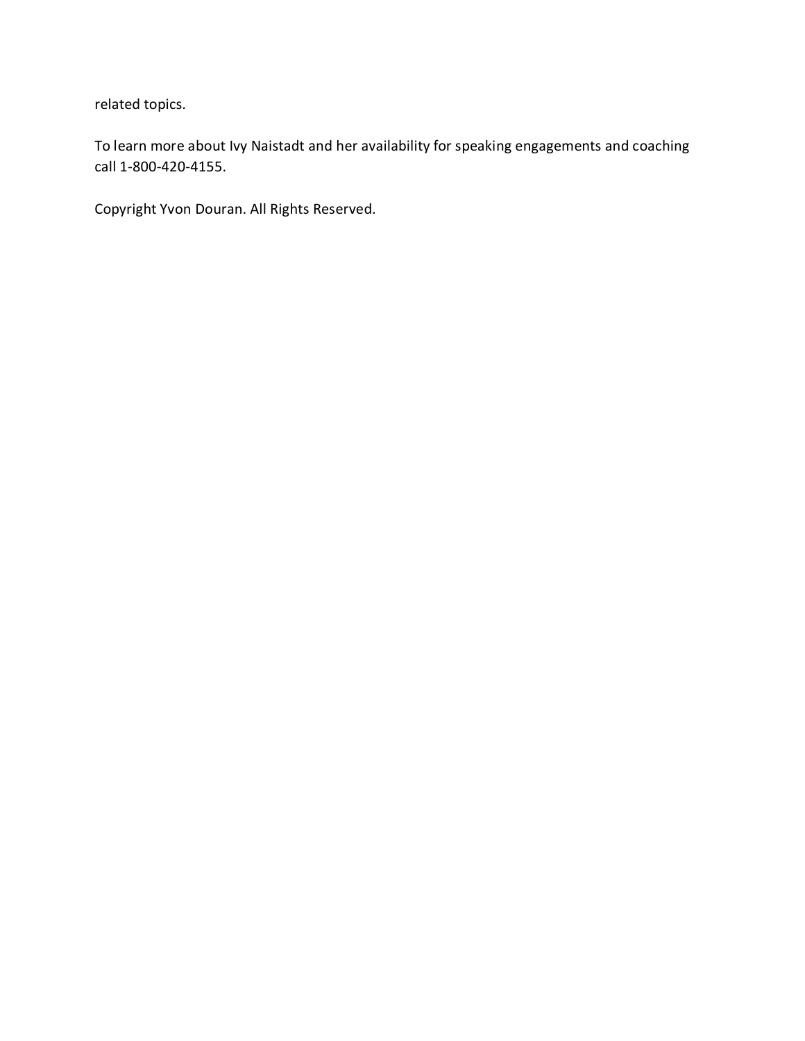related topics.

To learn more about Ivy Naistadt and her availability for speaking engagements and coaching call 1-800-420-4155.

Copyright Yvon Douran. All Rights Reserved.